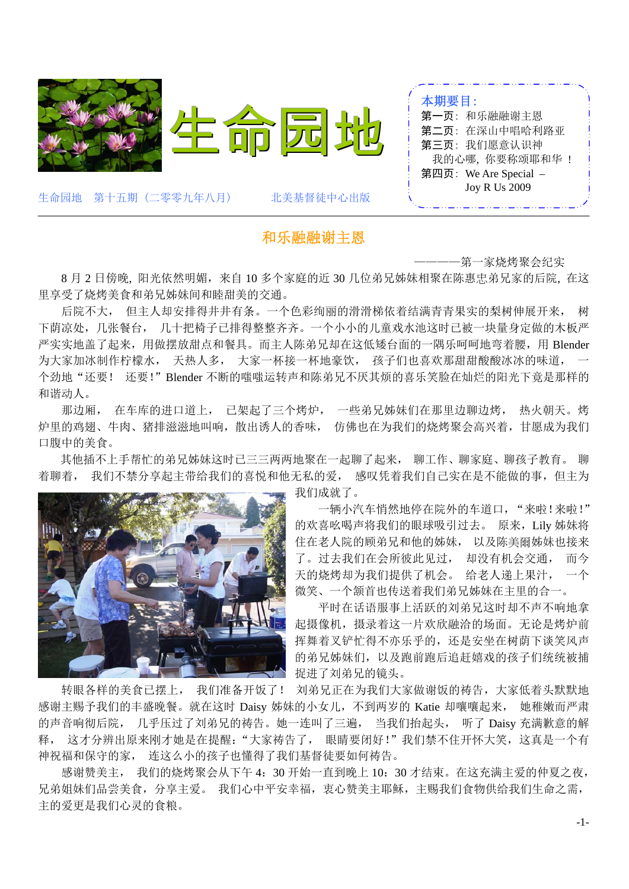# 生命园地

生命园地　第十五期（二零零九年八月）　　北美基督徒中心出版

**本期要目：**
- 第一页：和乐融融谢主恩
- 第二页：在深山中唱哈利路亚
- 第三页：我们愿意认识神
  我的心哪，你要称颂耶和华 ！
- 第四页：We Are Special – Joy R Us 2009

## 和乐融融谢主恩

————第一家烧烤聚会纪实

8 月 2 日傍晚，阳光依然明媚，来自 10 多个家庭的近 30 几位弟兄姊妹相聚在陈惠忠弟兄家的后院，在这里享受了烧烤美食和弟兄姊妹间和睦甜美的交通。

后院不大， 但主人却安排得井井有条。一个色彩绚丽的滑滑梯依着结满青青果实的梨树伸展开来， 树下荫凉处，几张餐台， 几十把椅子已排得整整齐齐。一个小小的儿童戏水池这时已被一块量身定做的木板严严实实地盖了起来，用做摆放甜点和餐具。而主人陈弟兄却在这低矮台面的一隅乐呵呵地弯着腰，用 Blender 为大家加冰制作柠檬水， 天热人多， 大家一杯接一杯地豪饮， 孩子们也喜欢那甜甜酸酸冰冰的味道， 一个劲地“还要！ 还要！”Blender 不断的嗤嗤运转声和陈弟兄不厌其烦的喜乐笑脸在灿烂的阳光下竟是那样的和谐动人。

那边厢， 在车库的进口道上， 已架起了三个烤炉， 一些弟兄姊妹们在那里边聊边烤， 热火朝天。烤炉里的鸡翅、牛肉、猪排滋滋地叫响，散出诱人的香味， 仿佛也在为我们的烧烤聚会高兴着，甘愿成为我们口腹中的美食。

其他插不上手帮忙的弟兄姊妹这时已三三两两地聚在一起聊了起来， 聊工作、聊家庭、聊孩子教育。 聊着聊着， 我们不禁分享起主带给我们的喜悦和他无私的爱， 感叹凭着我们自己实在是不能做的事，但主为我们成就了。

一辆小汽车悄然地停在院外的车道口，“来啦！来啦！”的欢喜吆喝声将我们的眼球吸引过去。 原来，Lily 姊妹将住在老人院的顾弟兄和他的姊妹， 以及陈美爾姊妹也接来了。过去我们在会所彼此见过， 却没有机会交通， 而今天的烧烤却为我们提供了机会。 给老人递上果汁， 一个微笑、一个颔首也传送着我们弟兄姊妹在主里的合一。

平时在话语服事上活跃的刘弟兄这时却不声不响地拿起摄像机，摄录着这一片欢欣融洽的场面。无论是烤炉前挥舞着叉铲忙得不亦乐乎的，还是安坐在树荫下谈笑风声的弟兄姊妹们，以及跑前跑后追赶嬉戏的孩子们统统被捕捉进了刘弟兄的镜头。

转眼各样的美食已摆上， 我们准备开饭了！ 刘弟兄正在为我们大家做谢饭的祷告，大家低着头默默地感谢主赐予我们的丰盛晚餐。就在这时 Daisy 姊妹的小女儿，不到两岁的 Katie 却嚷嚷起来， 她稚嫩而严肃的声音响彻后院， 几乎压过了刘弟兄的祷告。她一连叫了三遍， 当我们抬起头， 听了 Daisy 充满歉意的解释， 这才分辨出原来刚才她是在提醒：“大家祷告了， 眼睛要闭好！”我们禁不住开怀大笑，这真是一个有神祝福和保守的家， 连这么小的孩子也懂得了我们基督徒要如何祷告。

感谢赞美主， 我们的烧烤聚会从下午 4：30 开始一直到晚上 10：30 才结束。在这充满主爱的仲夏之夜，兄弟姐妹们品尝美食，分享主爱。 我们心中平安幸福，衷心赞美主耶稣，主赐我们食物供给我们生命之需，主的爱更是我们心灵的食粮。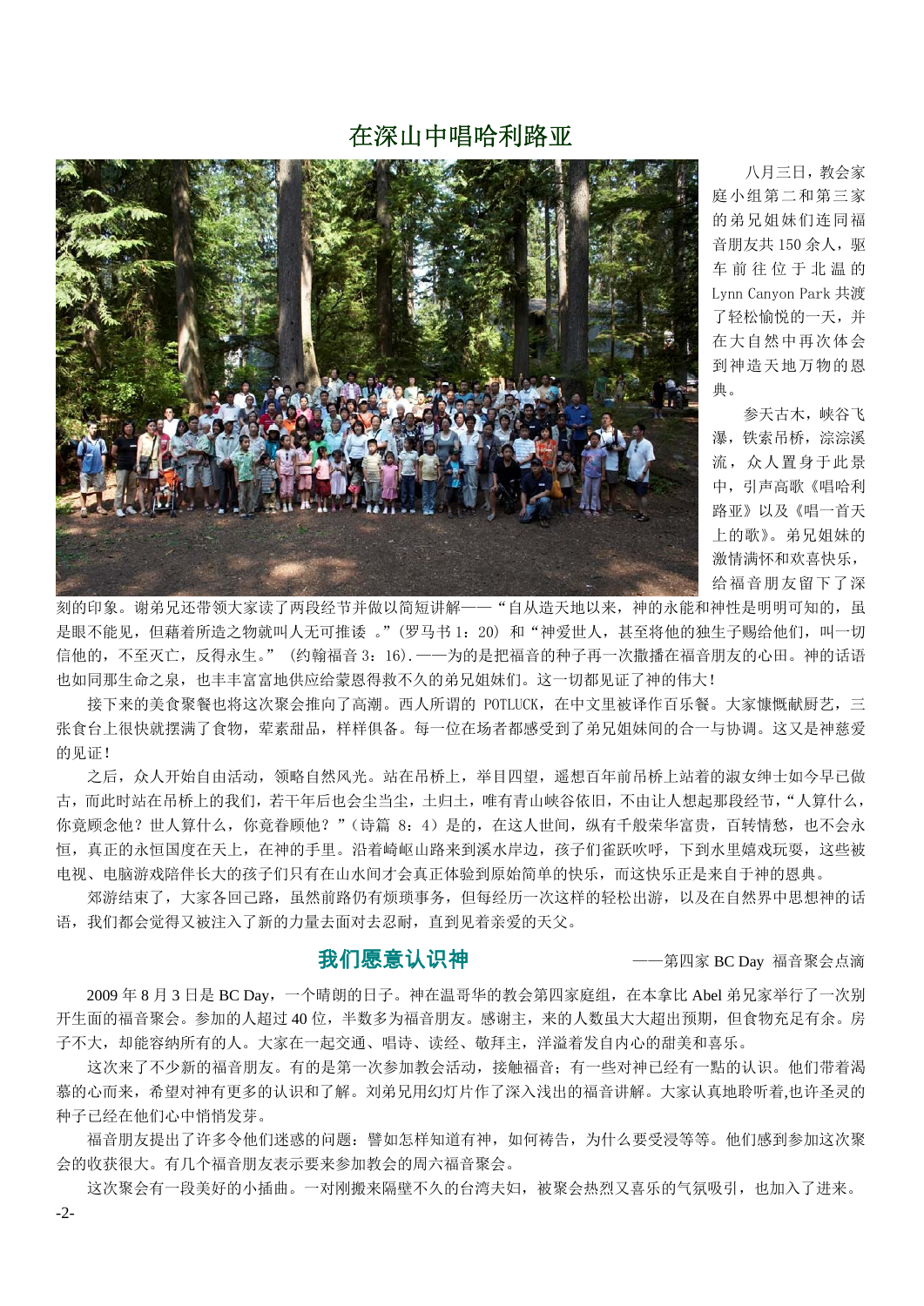## 在深山中唱哈利路亚

八月三日，教会家庭小组第二和第三家的弟兄姐妹们连同福音朋友共 150 余人，驱车前往位于北温的 Lynn Canyon Park 共渡了轻松愉悦的一天，并在大自然中再次体会到神造天地万物的恩典。

参天古木，峡谷飞瀑，铁索吊桥，淙淙溪流，众人置身于此景中，引声高歌《唱哈利路亚》以及《唱一首天上的歌》。弟兄姐妹的激情满怀和欢喜快乐，给福音朋友留下了深刻的印象。谢弟兄还带领大家读了两段经节并做以简短讲解——“自从造天地以来，神的永能和神性是明明可知的，虽是眼不能见，但藉着所造之物就叫人无可推诿 。”(罗马书 1：20) 和“神爱世人，甚至将他的独生子赐给他们，叫一切信他的，不至灭亡，反得永生。” (约翰福音 3：16).——为的是把福音的种子再一次撒播在福音朋友的心田。神的话语也如同那生命之泉，也丰丰富富地供应给蒙恩得救不久的弟兄姐妹们。这一切都见证了神的伟大!

接下来的美食聚餐也将这次聚会推向了高潮。西人所谓的 POTLUCK，在中文里被译作百乐餐。大家慷慨献厨艺，三张食台上很快就摆满了食物，荤素甜品，样样俱备。每一位在场者都感受到了弟兄姐妹间的合一与协调。这又是神慈爱的见证!

之后，众人开始自由活动，领略自然风光。站在吊桥上，举目四望，遥想百年前吊桥上站着的淑女绅士如今早已做古，而此时站在吊桥上的我们，若干年后也会尘当尘，土归土，唯有青山峡谷依旧，不由让人想起那段经节，“人算什么，你竟顾念他？世人算什么，你竟眷顾他？”(诗篇 8：4)是的，在这人世间，纵有千般荣华富贵，百转情愁，也不会永恒，真正的永恒国度在天上，在神的手里。沿着崎岖山路来到溪水岸边，孩子们雀跃欢呼，下到水里嬉戏玩耍，这些被电视、电脑游戏陪伴长大的孩子们只有在山水间才会真正体验到原始简单的快乐，而这快乐正是来自于神的恩典。

郊游结束了，大家各回己路，虽然前路仍有烦琐事务，但每经历一次这样的轻松出游，以及在自然界中思想神的话语，我们都会觉得又被注入了新的力量去面对去忍耐，直到见着亲爱的天父。

## 我们愿意认识神

——第四家 BC Day 福音聚会点滴

2009 年 8 月 3 日是 BC Day，一个晴朗的日子。神在温哥华的教会第四家庭组，在本拿比 Abel 弟兄家举行了一次别开生面的福音聚会。参加的人超过 40 位，半数多为福音朋友。感谢主，来的人数虽大大超出预期，但食物充足有余。房子不大，却能容纳所有的人。大家在一起交通、唱诗、读经、敬拜主，洋溢着发自内心的甜美和喜乐。

这次来了不少新的福音朋友。有的是第一次参加教会活动，接触福音；有一些对神已经有一點的认识。他们带着渴慕的心而来，希望对神有更多的认识和了解。刘弟兄用幻灯片作了深入浅出的福音讲解。大家认真地聆听着,也许圣灵的种子已经在他们心中悄悄发芽。

福音朋友提出了许多令他们迷惑的问题：譬如怎样知道有神，如何祷告，为什么要受浸等等。他们感到参加这次聚会的收获很大。有几个福音朋友表示要来参加教会的周六福音聚会。

这次聚会有一段美好的小插曲。一对刚搬来隔壁不久的台湾夫妇，被聚会热烈又喜乐的气氛吸引，也加入了进来。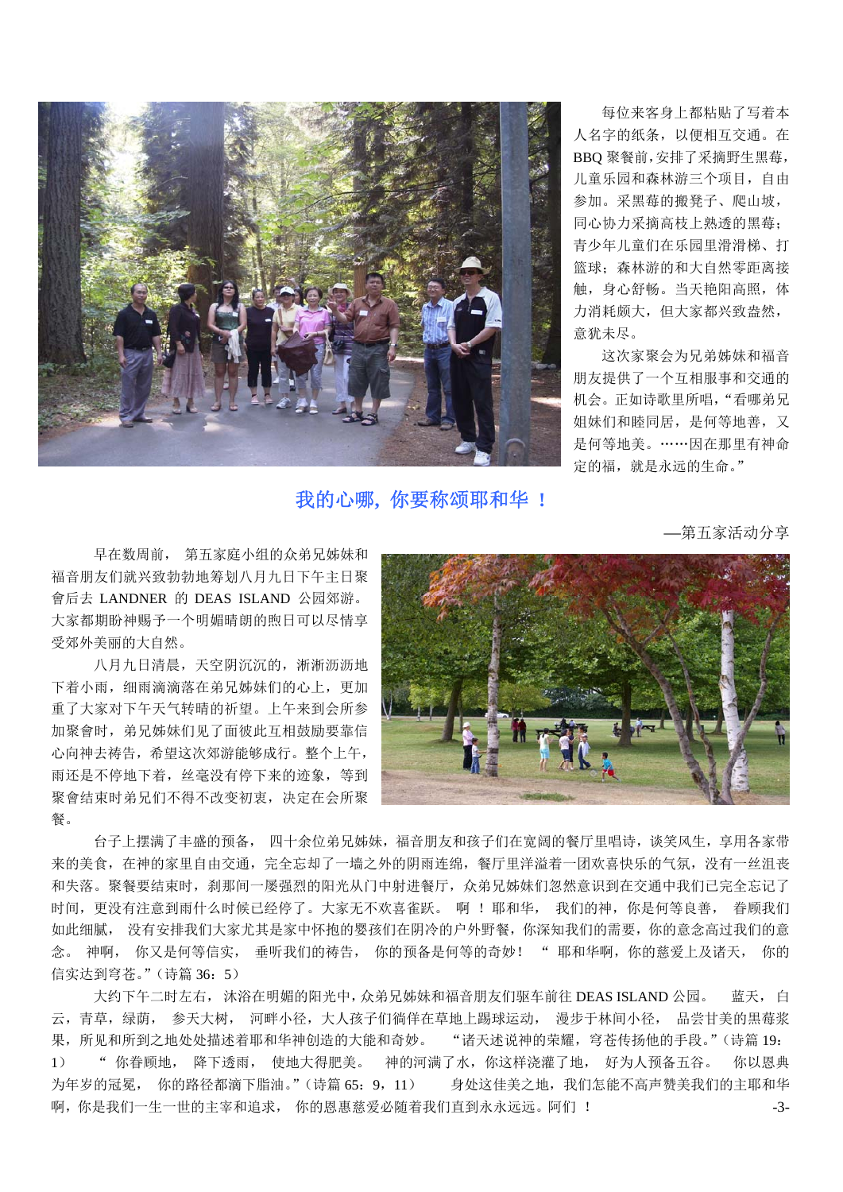每位来客身上都粘贴了写着本人名字的纸条，以便相互交通。在BBQ聚餐前，安排了采摘野生黑莓，儿童乐园和森林游三个项目，自由参加。采黑莓的搬凳子、爬山坡，同心协力采摘高枝上熟透的黑莓；青少年儿童们在乐园里滑滑梯、打篮球；森林游的和大自然零距离接触，身心舒畅。当天艳阳高照，体力消耗颇大，但大家都兴致盎然，意犹未尽。

这次家聚会为兄弟姊妹和福音朋友提供了一个互相服事和交通的机会。正如诗歌里所唱，“看哪弟兄姐妹们和睦同居，是何等地善，又是何等地美。……因在那里有神命定的福，就是永远的生命。”

## 我的心哪，你要称颂耶和华 ！

—第五家活动分享

早在数周前， 第五家庭小组的众弟兄姊妹和福音朋友们就兴致勃勃地筹划八月九日下午主日聚會后去 LANDNER 的 DEAS ISLAND 公园郊游。大家都期盼神赐予一个明媚晴朗的煦日可以尽情享受郊外美丽的大自然。

八月九日清晨，天空阴沉沉的，淅淅沥沥地下着小雨，细雨滴滴落在弟兄姊妹们的心上，更加重了大家对下午天气转晴的祈望。上午来到会所参加聚會时，弟兄姊妹们见了面彼此互相鼓励要靠信心向神去祷告，希望这次郊游能够成行。整个上午，雨还是不停地下着，丝毫没有停下来的迹象，等到聚會结束时弟兄们不得不改变初衷，决定在会所聚餐。

台子上摆满了丰盛的预备， 四十余位弟兄姊妹，福音朋友和孩子们在宽阔的餐厅里唱诗，谈笑风生，享用各家带来的美食，在神的家里自由交通，完全忘却了一墙之外的阴雨连绵，餐厅里洋溢着一团欢喜快乐的气氛，没有一丝沮丧和失落。聚餐要结束时，刹那间一屡强烈的阳光从门中射进餐厅，众弟兄姊妹们忽然意识到在交通中我们已完全忘记了时间，更没有注意到雨什么时候已经停了。大家无不欢喜雀跃。 啊 ！耶和华， 我们的神，你是何等良善， 眷顾我们如此细腻， 没有安排我们大家尤其是家中怀抱的婴孩们在阴冷的户外野餐，你深知我们的需要，你的意念高过我们的意念。 神啊， 你又是何等信实， 垂听我们的祷告， 你的预备是何等的奇妙！ “ 耶和华啊，你的慈爱上及诸天， 你的信实达到穹苍。”（诗篇 36：5）

大约下午二时左右， 沐浴在明媚的阳光中，众弟兄姊妹和福音朋友们驱车前往 DEAS ISLAND 公园。 蓝天， 白云，青草，绿荫， 参天大树， 河畔小径，大人孩子们徜佯在草地上踢球运动， 漫步于林间小径， 品尝甘美的黑莓浆果，所见和所到之地处处描述着耶和华神创造的大能和奇妙。 “诸天述说神的荣耀，穹苍传扬他的手段。”（诗篇 19：1） “ 你眷顾地， 降下透雨， 使地大得肥美。 神的河满了水，你这样浇灌了地， 好为人预备五谷。 你以恩典为年岁的冠冕， 你的路径都滴下脂油。”（诗篇 65：9，11） 身处这佳美之地，我们怎能不高声赞美我们的主耶和华啊，你是我们一生一世的主宰和追求， 你的恩惠慈爱必随着我们直到永永远远。阿们 ！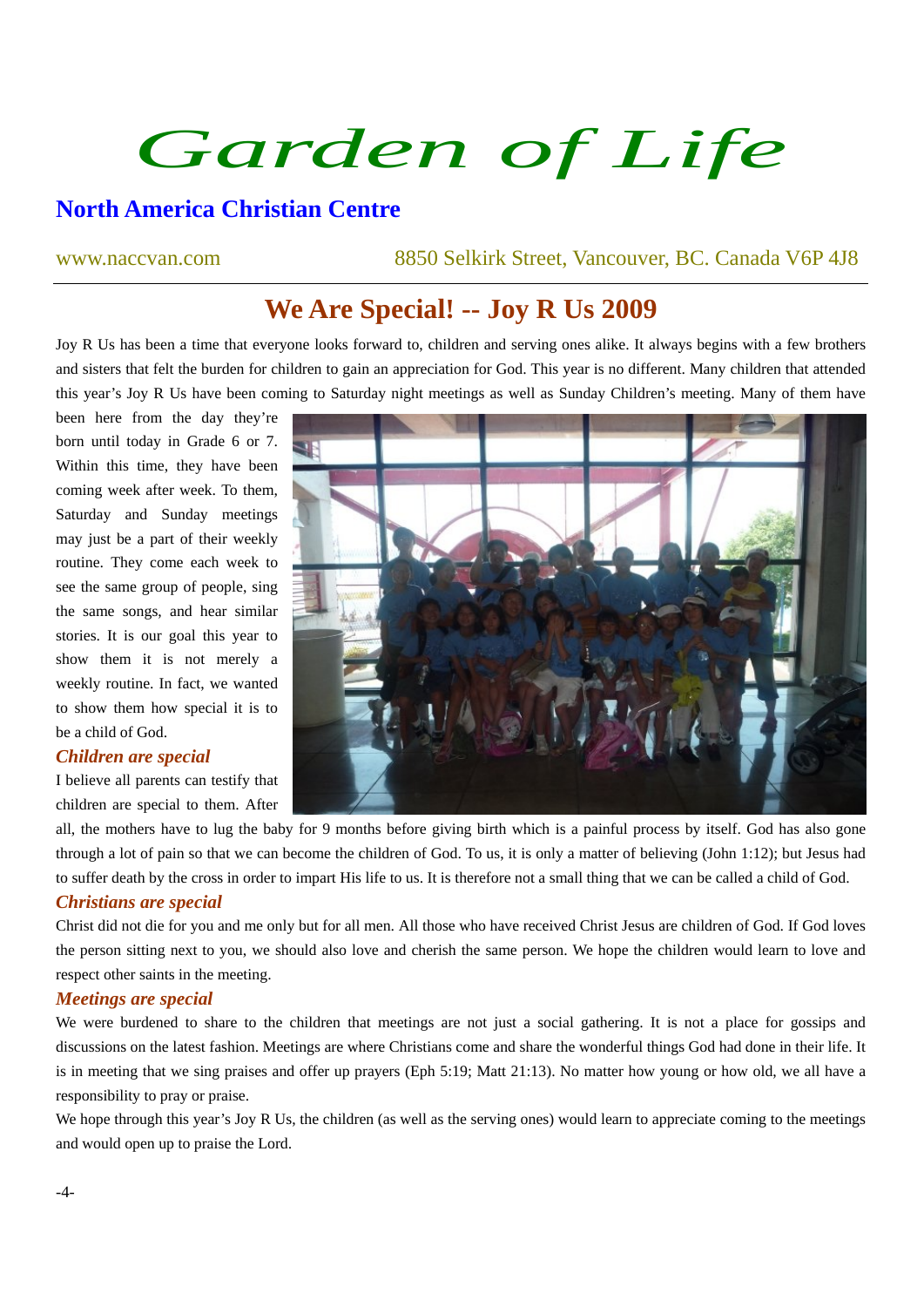# Garden of Life

## North America Christian Centre

www.naccvan.com 8850 Selkirk Street, Vancouver, BC. Canada V6P 4J8

## We Are Special! -- Joy R Us 2009

Joy R Us has been a time that everyone looks forward to, children and serving ones alike. It always begins with a few brothers and sisters that felt the burden for children to gain an appreciation for God. This year is no different. Many children that attended this year's Joy R Us have been coming to Saturday night meetings as well as Sunday Children's meeting. Many of them have been here from the day they're born until today in Grade 6 or 7. Within this time, they have been coming week after week. To them, Saturday and Sunday meetings may just be a part of their weekly routine. They come each week to see the same group of people, sing the same songs, and hear similar stories. It is our goal this year to show them it is not merely a weekly routine. In fact, we wanted to show them how special it is to be a child of God.

### *Children are special*

I believe all parents can testify that children are special to them. After all, the mothers have to lug the baby for 9 months before giving birth which is a painful process by itself. God has also gone through a lot of pain so that we can become the children of God. To us, it is only a matter of believing (John 1:12); but Jesus had to suffer death by the cross in order to impart His life to us. It is therefore not a small thing that we can be called a child of God.

### *Christians are special*

Christ did not die for you and me only but for all men. All those who have received Christ Jesus are children of God. If God loves the person sitting next to you, we should also love and cherish the same person. We hope the children would learn to love and respect other saints in the meeting.

### *Meetings are special*

We were burdened to share to the children that meetings are not just a social gathering. It is not a place for gossips and discussions on the latest fashion. Meetings are where Christians come and share the wonderful things God had done in their life. It is in meeting that we sing praises and offer up prayers (Eph 5:19; Matt 21:13). No matter how young or how old, we all have a responsibility to pray or praise.

We hope through this year's Joy R Us, the children (as well as the serving ones) would learn to appreciate coming to the meetings and would open up to praise the Lord.